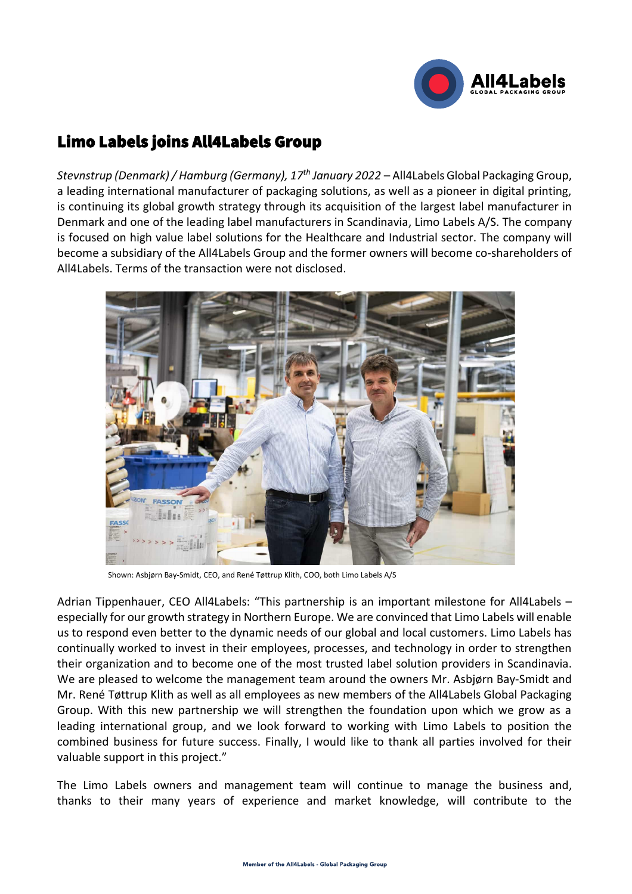# Limo Labels joins All4Labels Group

*Stevnstrup (Denmark) / Hamburg (Germany), 17th January 2022* – All4Labels Global Packaging Group, a leading international manufacturer of packaging solutions, as well as a pioneer in digital printing, is continuing its global growth strategy through its acquisition of the largest label manufacturer in Denmark and one of the leading label manufacturers in Scandinavia, Limo Labels A/S. The company is focused on high value label solutions for the Healthcare and Industrial sector. The company will become a subsidiary of the All4Labels Group and the former owners will become co-shareholders of All4Labels. Terms of the transaction were not disclosed.

Shown: Asbjørn Bay-Smidt, CEO, and René Tøttrup Klith, COO, both Limo Labels A/S

Adrian Tippenhauer, CEO All4Labels: "This partnership is an important milestone for All4Labels – especially for our growth strategy in Northern Europe. We are convinced that Limo Labels will enable us to respond even better to the dynamic needs of our global and local customers. Limo Labels has continually worked to invest in their employees, processes, and technology in order to strengthen their organization and to become one of the most trusted label solution providers in Scandinavia. We are pleased to welcome the management team around the owners Mr. Asbjørn Bay-Smidt and Mr. René Tøttrup Klith as well as all employees as new members of the All4Labels Global Packaging Group. With this new partnership we will strengthen the foundation upon which we grow as a leading international group, and we look forward to working with Limo Labels to position the combined business for future success. Finally, I would like to thank all parties involved for their valuable support in this project."

The Limo Labels owners and management team will continue to manage the business and, thanks to their many years of experience and market knowledge, will contribute to the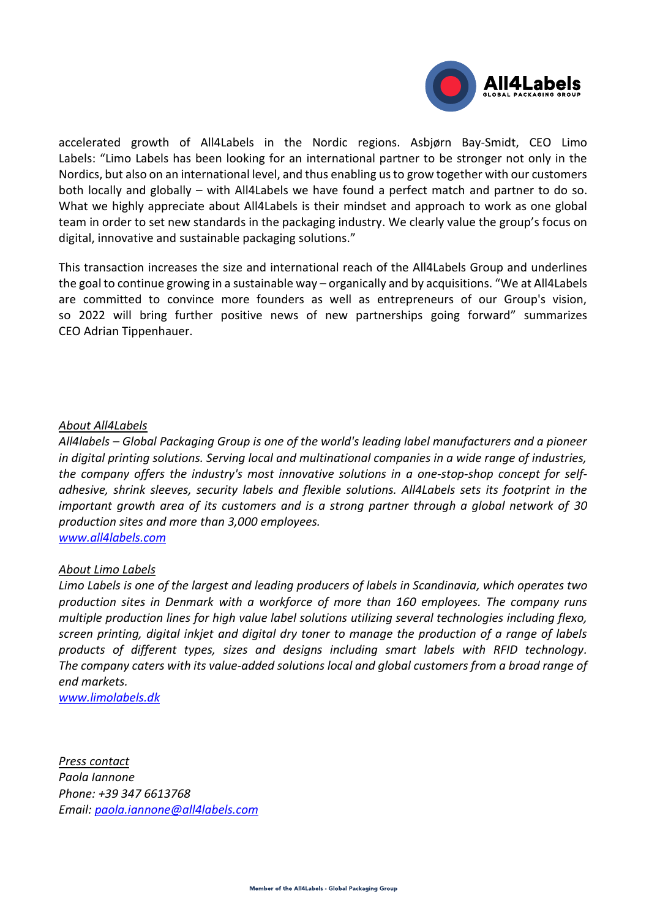accelerated growth of All4Labels in the Nordic regions. Asbjørn Bay-Smidt, CEO Limo Labels: "Limo Labels has been looking for an international partner to be stronger not only in the Nordics, but also on an international level, and thus enabling us to grow together with our customers both locally and globally – with All4Labels we have found a perfect match and partner to do so. What we highly appreciate about All4Labels is their mindset and approach to work as one global team in order to set new standards in the packaging industry. We clearly value the group's focus on digital, innovative and sustainable packaging solutions."

This transaction increases the size and international reach of the All4Labels Group and underlines the goal to continue growing in a sustainable way – organically and by acquisitions. "We at All4Labels are committed to convince more founders as well as entrepreneurs of our Group's vision, so 2022 will bring further positive news of new partnerships going forward" summarizes CEO Adrian Tippenhauer.

*About All4Labels*

*All4labels – Global Packaging Group is one of the world's leading label manufacturers and a pioneer in digital printing solutions. Serving local and multinational companies in a wide range of industries, the company offers the industry's most innovative solutions in a one-stop-shop concept for self-adhesive, shrink sleeves, security labels and flexible solutions. All4Labels sets its footprint in the important growth area of its customers and is a strong partner through a global network of 30 production sites and more than 3,000 employees.*
[www.all4labels.com](http://www.all4labels.com)

*About Limo Labels*

*Limo Labels is one of the largest and leading producers of labels in Scandinavia, which operates two production sites in Denmark with a workforce of more than 160 employees. The company runs multiple production lines for high value label solutions utilizing several technologies including flexo, screen printing, digital inkjet and digital dry toner to manage the production of a range of labels products of different types, sizes and designs including smart labels with RFID technology. The company caters with its value-added solutions local and global customers from a broad range of end markets.*
[www.limolabels.dk](http://www.limolabels.dk)

*Press contact*
*Paola Iannone*
*Phone: +39 347 6613768*
*Email: [paola.iannone@all4labels.com](mailto:paola.iannone@all4labels.com)*